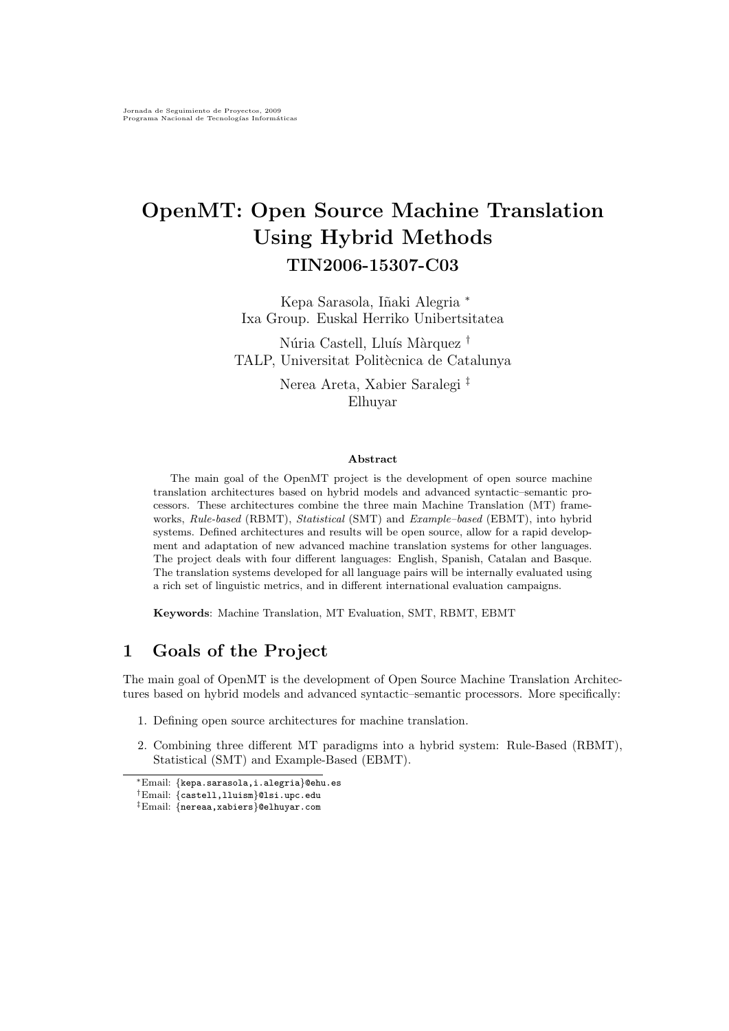# OpenMT: Open Source Machine Translation Using Hybrid Methods

## TIN2006-15307-C03

Kepa Sarasola, Iñaki Alegria [*]
Ixa Group. Euskal Herriko Unibertsitatea

Núria Castell, Lluís Màrquez [†]
TALP, Universitat Politècnica de Catalunya

Nerea Areta, Xabier Saralegi [‡]
Elhuyar

**Abstract**

The main goal of the OpenMT project is the development of open source machine translation architectures based on hybrid models and advanced syntactic–semantic processors. These architectures combine the three main Machine Translation (MT) frameworks, *Rule-based* (RBMT), *Statistical* (SMT) and *Example–based* (EBMT), into hybrid systems. Defined architectures and results will be open source, allow for a rapid development and adaptation of new advanced machine translation systems for other languages. The project deals with four different languages: English, Spanish, Catalan and Basque. The translation systems developed for all language pairs will be internally evaluated using a rich set of linguistic metrics, and in different international evaluation campaigns.

**Keywords**: Machine Translation, MT Evaluation, SMT, RBMT, EBMT

## 1 Goals of the Project

The main goal of OpenMT is the development of Open Source Machine Translation Architectures based on hybrid models and advanced syntactic–semantic processors. More specifically:

1. Defining open source architectures for machine translation.
2. Combining three different MT paradigms into a hybrid system: Rule-Based (RBMT), Statistical (SMT) and Example-Based (EBMT).

[*] Email: {kepa.sarasola,i.alegria}@ehu.es
[†] Email: {castell,lluism}@lsi.upc.edu
[‡] Email: {nereaa,xabiers}@elhuyar.com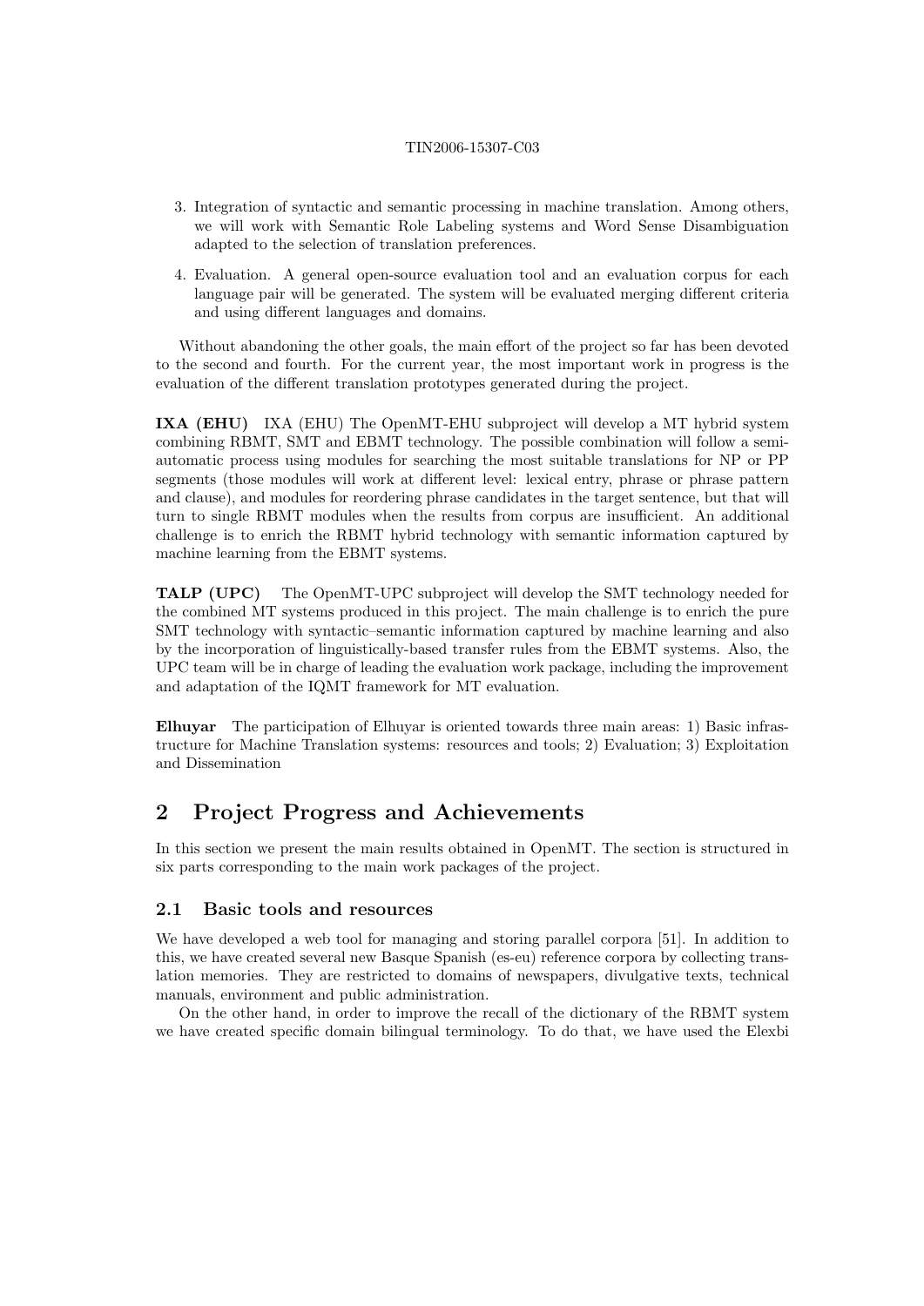3. Integration of syntactic and semantic processing in machine translation. Among others, we will work with Semantic Role Labeling systems and Word Sense Disambiguation adapted to the selection of translation preferences.

4. Evaluation. A general open-source evaluation tool and an evaluation corpus for each language pair will be generated. The system will be evaluated merging different criteria and using different languages and domains.

Without abandoning the other goals, the main effort of the project so far has been devoted to the second and fourth. For the current year, the most important work in progress is the evaluation of the different translation prototypes generated during the project.

**IXA (EHU)** IXA (EHU) The OpenMT-EHU subproject will develop a MT hybrid system combining RBMT, SMT and EBMT technology. The possible combination will follow a semi-automatic process using modules for searching the most suitable translations for NP or PP segments (those modules will work at different level: lexical entry, phrase or phrase pattern and clause), and modules for reordering phrase candidates in the target sentence, but that will turn to single RBMT modules when the results from corpus are insufficient. An additional challenge is to enrich the RBMT hybrid technology with semantic information captured by machine learning from the EBMT systems.

**TALP (UPC)** The OpenMT-UPC subproject will develop the SMT technology needed for the combined MT systems produced in this project. The main challenge is to enrich the pure SMT technology with syntactic–semantic information captured by machine learning and also by the incorporation of linguistically-based transfer rules from the EBMT systems. Also, the UPC team will be in charge of leading the evaluation work package, including the improvement and adaptation of the IQMT framework for MT evaluation.

**Elhuyar** The participation of Elhuyar is oriented towards three main areas: 1) Basic infrastructure for Machine Translation systems: resources and tools; 2) Evaluation; 3) Exploitation and Dissemination

## 2 Project Progress and Achievements

In this section we present the main results obtained in OpenMT. The section is structured in six parts corresponding to the main work packages of the project.

### 2.1 Basic tools and resources

We have developed a web tool for managing and storing parallel corpora [51]. In addition to this, we have created several new Basque Spanish (es-eu) reference corpora by collecting translation memories. They are restricted to domains of newspapers, divulgative texts, technical manuals, environment and public administration.

On the other hand, in order to improve the recall of the dictionary of the RBMT system we have created specific domain bilingual terminology. To do that, we have used the Elexbi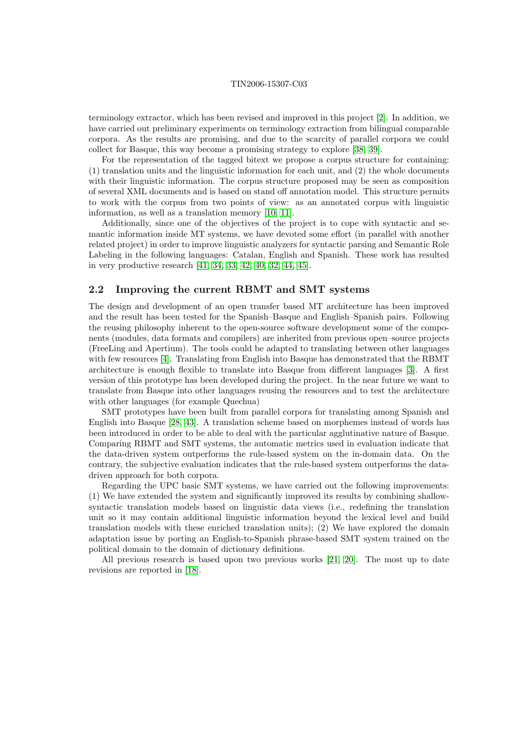terminology extractor, which has been revised and improved in this project [2]. In addition, we have carried out preliminary experiments on terminology extraction from bilingual comparable corpora. As the results are promising, and due to the scarcity of parallel corpora we could collect for Basque, this way become a promising strategy to explore [38, 39].

For the representation of the tagged bitext we propose a corpus structure for containing: (1) translation units and the linguistic information for each unit, and (2) the whole documents with their linguistic information. The corpus structure proposed may be seen as composition of several XML documents and is based on stand off annotation model. This structure permits to work with the corpus from two points of view: as an annotated corpus with linguistic information, as well as a translation memory [10, 11].

Additionally, since one of the objectives of the project is to cope with syntactic and semantic information inside MT systems, we have devoted some effort (in parallel with another related project) in order to improve linguistic analyzers for syntactic parsing and Semantic Role Labeling in the following languages: Catalan, English and Spanish. These work has resulted in very productive research [41, 34, 33, 42, 40, 32, 44, 45].

## 2.2 Improving the current RBMT and SMT systems

The design and development of an open transfer based MT architecture has been improved and the result has been tested for the Spanish–Basque and English–Spanish pairs. Following the reusing philosophy inherent to the open-source software development some of the components (modules, data formats and compilers) are inherited from previous open–source projects (FreeLing and Apertium). The tools could be adapted to translating between other languages with few resources [4]. Translating from English into Basque has demonstrated that the RBMT architecture is enough flexible to translate into Basque from different languages [3]. A first version of this prototype has been developed during the project. In the near future we want to translate from Basque into other languages reusing the resources and to test the architecture with other languages (for example Quechua)

SMT prototypes have been built from parallel corpora for translating among Spanish and English into Basque [28, 43]. A translation scheme based on morphemes instead of words has been introduced in order to be able to deal with the particular agglutinative nature of Basque. Comparing RBMT and SMT systems, the automatic metrics used in evaluation indicate that the data-driven system outperforms the rule-based system on the in-domain data. On the contrary, the subjective evaluation indicates that the rule-based system outperforms the data-driven approach for both corpora.

Regarding the UPC basic SMT systems, we have carried out the following improvements: (1) We have extended the system and significantly improved its results by combining shallow-syntactic translation models based on linguistic data views (i.e., redefining the translation unit so it may contain additional linguistic information beyond the lexical level and build translation models with these enriched translation units); (2) We have explored the domain adaptation issue by porting an English-to-Spanish phrase-based SMT system trained on the political domain to the domain of dictionary definitions.

All previous research is based upon two previous works [21, 20]. The most up to date revisions are reported in [18].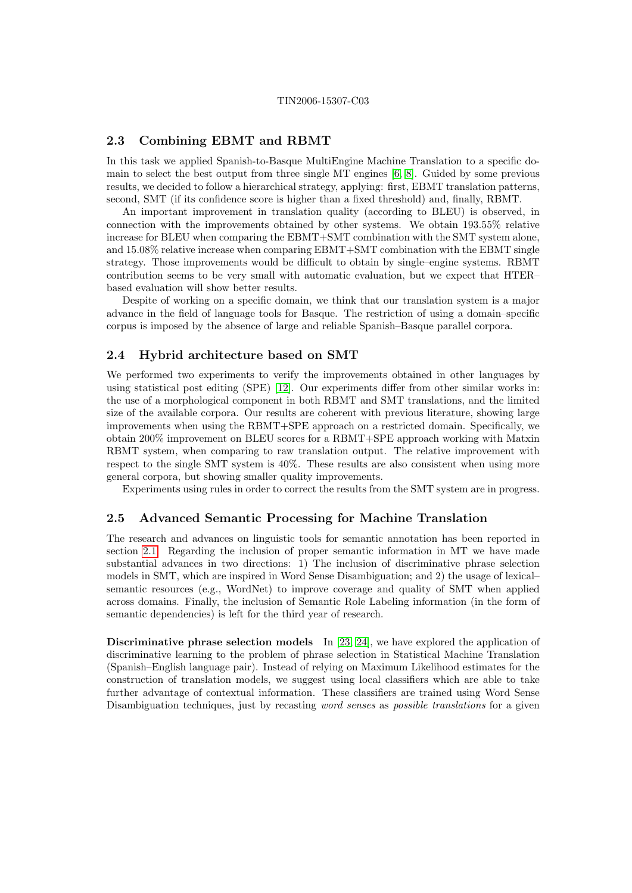## 2.3 Combining EBMT and RBMT

In this task we applied Spanish-to-Basque MultiEngine Machine Translation to a specific domain to select the best output from three single MT engines [6, 8]. Guided by some previous results, we decided to follow a hierarchical strategy, applying: first, EBMT translation patterns, second, SMT (if its confidence score is higher than a fixed threshold) and, finally, RBMT.

An important improvement in translation quality (according to BLEU) is observed, in connection with the improvements obtained by other systems. We obtain 193.55% relative increase for BLEU when comparing the EBMT+SMT combination with the SMT system alone, and 15.08% relative increase when comparing EBMT+SMT combination with the EBMT single strategy. Those improvements would be difficult to obtain by single–engine systems. RBMT contribution seems to be very small with automatic evaluation, but we expect that HTER–based evaluation will show better results.

Despite of working on a specific domain, we think that our translation system is a major advance in the field of language tools for Basque. The restriction of using a domain–specific corpus is imposed by the absence of large and reliable Spanish–Basque parallel corpora.

## 2.4 Hybrid architecture based on SMT

We performed two experiments to verify the improvements obtained in other languages by using statistical post editing (SPE) [12]. Our experiments differ from other similar works in: the use of a morphological component in both RBMT and SMT translations, and the limited size of the available corpora. Our results are coherent with previous literature, showing large improvements when using the RBMT+SPE approach on a restricted domain. Specifically, we obtain 200% improvement on BLEU scores for a RBMT+SPE approach working with Matxin RBMT system, when comparing to raw translation output. The relative improvement with respect to the single SMT system is 40%. These results are also consistent when using more general corpora, but showing smaller quality improvements.

Experiments using rules in order to correct the results from the SMT system are in progress.

## 2.5 Advanced Semantic Processing for Machine Translation

The research and advances on linguistic tools for semantic annotation has been reported in section 2.1. Regarding the inclusion of proper semantic information in MT we have made substantial advances in two directions: 1) The inclusion of discriminative phrase selection models in SMT, which are inspired in Word Sense Disambiguation; and 2) the usage of lexical–semantic resources (e.g., WordNet) to improve coverage and quality of SMT when applied across domains. Finally, the inclusion of Semantic Role Labeling information (in the form of semantic dependencies) is left for the third year of research.

**Discriminative phrase selection models** In [23, 24], we have explored the application of discriminative learning to the problem of phrase selection in Statistical Machine Translation (Spanish–English language pair). Instead of relying on Maximum Likelihood estimates for the construction of translation models, we suggest using local classifiers which are able to take further advantage of contextual information. These classifiers are trained using Word Sense Disambiguation techniques, just by recasting *word senses* as *possible translations* for a given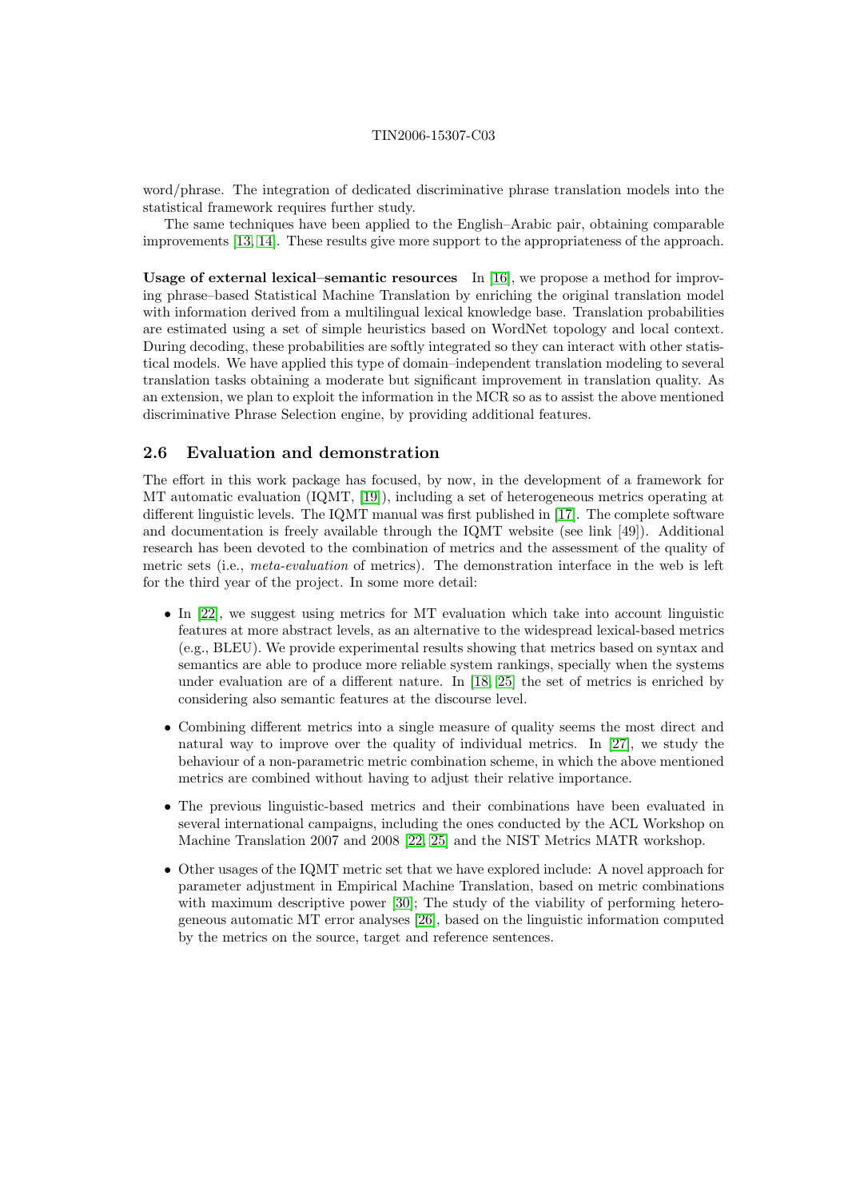word/phrase. The integration of dedicated discriminative phrase translation models into the statistical framework requires further study.

The same techniques have been applied to the English–Arabic pair, obtaining comparable improvements [13, 14]. These results give more support to the appropriateness of the approach.

**Usage of external lexical–semantic resources** In [16], we propose a method for improving phrase–based Statistical Machine Translation by enriching the original translation model with information derived from a multilingual lexical knowledge base. Translation probabilities are estimated using a set of simple heuristics based on WordNet topology and local context. During decoding, these probabilities are softly integrated so they can interact with other statistical models. We have applied this type of domain–independent translation modeling to several translation tasks obtaining a moderate but significant improvement in translation quality. As an extension, we plan to exploit the information in the MCR so as to assist the above mentioned discriminative Phrase Selection engine, by providing additional features.

### 2.6 Evaluation and demonstration

The effort in this work package has focused, by now, in the development of a framework for MT automatic evaluation (IQMT, [19]), including a set of heterogeneous metrics operating at different linguistic levels. The IQMT manual was first published in [17]. The complete software and documentation is freely available through the IQMT website (see link [49]). Additional research has been devoted to the combination of metrics and the assessment of the quality of metric sets (i.e., *meta-evaluation* of metrics). The demonstration interface in the web is left for the third year of the project. In some more detail:

- In [22], we suggest using metrics for MT evaluation which take into account linguistic features at more abstract levels, as an alternative to the widespread lexical-based metrics (e.g., BLEU). We provide experimental results showing that metrics based on syntax and semantics are able to produce more reliable system rankings, specially when the systems under evaluation are of a different nature. In [18, 25] the set of metrics is enriched by considering also semantic features at the discourse level.
- Combining different metrics into a single measure of quality seems the most direct and natural way to improve over the quality of individual metrics. In [27], we study the behaviour of a non-parametric metric combination scheme, in which the above mentioned metrics are combined without having to adjust their relative importance.
- The previous linguistic-based metrics and their combinations have been evaluated in several international campaigns, including the ones conducted by the ACL Workshop on Machine Translation 2007 and 2008 [22, 25] and the NIST Metrics MATR workshop.
- Other usages of the IQMT metric set that we have explored include: A novel approach for parameter adjustment in Empirical Machine Translation, based on metric combinations with maximum descriptive power [30]; The study of the viability of performing heterogeneous automatic MT error analyses [26], based on the linguistic information computed by the metrics on the source, target and reference sentences.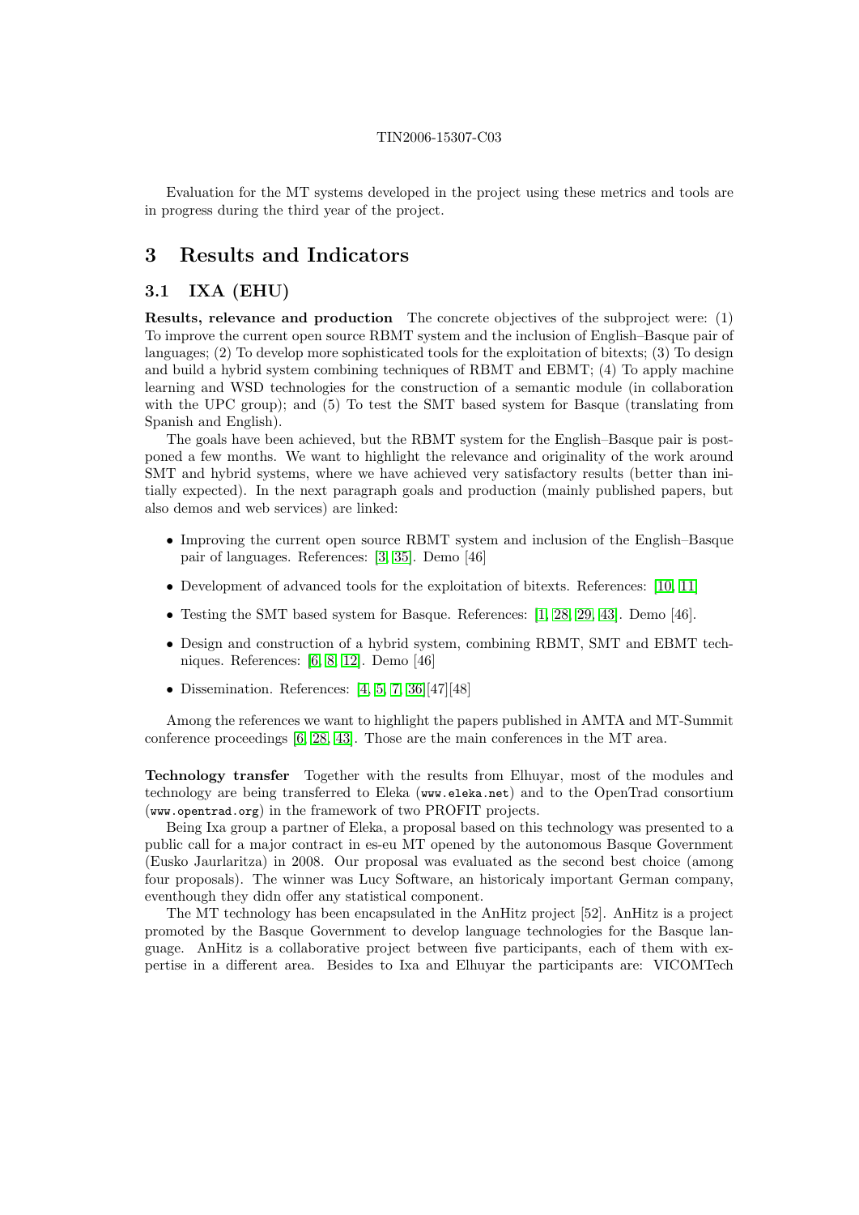Evaluation for the MT systems developed in the project using these metrics and tools are in progress during the third year of the project.

# 3 Results and Indicators

## 3.1 IXA (EHU)

**Results, relevance and production** The concrete objectives of the subproject were: (1) To improve the current open source RBMT system and the inclusion of English–Basque pair of languages; (2) To develop more sophisticated tools for the exploitation of bitexts; (3) To design and build a hybrid system combining techniques of RBMT and EBMT; (4) To apply machine learning and WSD technologies for the construction of a semantic module (in collaboration with the UPC group); and (5) To test the SMT based system for Basque (translating from Spanish and English).

The goals have been achieved, but the RBMT system for the English–Basque pair is postponed a few months. We want to highlight the relevance and originality of the work around SMT and hybrid systems, where we have achieved very satisfactory results (better than initially expected). In the next paragraph goals and production (mainly published papers, but also demos and web services) are linked:

- Improving the current open source RBMT system and inclusion of the English–Basque pair of languages. References: [3, 35]. Demo [46]
- Development of advanced tools for the exploitation of bitexts. References: [10, 11]
- Testing the SMT based system for Basque. References: [1, 28, 29, 43]. Demo [46].
- Design and construction of a hybrid system, combining RBMT, SMT and EBMT techniques. References: [6, 8, 12]. Demo [46]
- Dissemination. References: [4, 5, 7, 36][47][48]

Among the references we want to highlight the papers published in AMTA and MT-Summit conference proceedings [6, 28, 43]. Those are the main conferences in the MT area.

**Technology transfer** Together with the results from Elhuyar, most of the modules and technology are being transferred to Eleka (`www.eleka.net`) and to the OpenTrad consortium (`www.opentrad.org`) in the framework of two PROFIT projects.

Being Ixa group a partner of Eleka, a proposal based on this technology was presented to a public call for a major contract in es-eu MT opened by the autonomous Basque Government (Eusko Jaurlaritza) in 2008. Our proposal was evaluated as the second best choice (among four proposals). The winner was Lucy Software, an historicaly important German company, eventhough they didn offer any statistical component.

The MT technology has been encapsulated in the AnHitz project [52]. AnHitz is a project promoted by the Basque Government to develop language technologies for the Basque language. AnHitz is a collaborative project between five participants, each of them with expertise in a different area. Besides to Ixa and Elhuyar the participants are: VICOMTech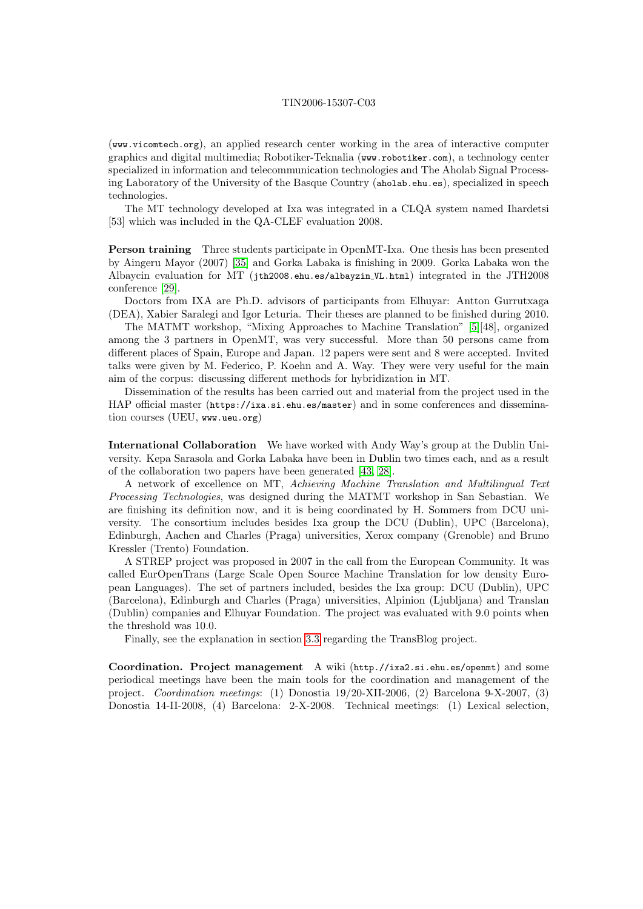(www.vicomtech.org), an applied research center working in the area of interactive computer graphics and digital multimedia; Robotiker-Teknalia (www.robotiker.com), a technology center specialized in information and telecommunication technologies and The Aholab Signal Processing Laboratory of the University of the Basque Country (aholab.ehu.es), specialized in speech technologies.

The MT technology developed at Ixa was integrated in a CLQA system named Ihardetsi [53] which was included in the QA-CLEF evaluation 2008.

**Person training** Three students participate in OpenMT-Ixa. One thesis has been presented by Aingeru Mayor (2007) [35] and Gorka Labaka is finishing in 2009. Gorka Labaka won the Albaycin evaluation for MT (jth2008.ehu.es/albayzin_VL.html) integrated in the JTH2008 conference [29].

Doctors from IXA are Ph.D. advisors of participants from Elhuyar: Antton Gurrutxaga (DEA), Xabier Saralegi and Igor Leturia. Their theses are planned to be finished during 2010.

The MATMT workshop, "Mixing Approaches to Machine Translation" [5][48], organized among the 3 partners in OpenMT, was very successful. More than 50 persons came from different places of Spain, Europe and Japan. 12 papers were sent and 8 were accepted. Invited talks were given by M. Federico, P. Koehn and A. Way. They were very useful for the main aim of the corpus: discussing different methods for hybridization in MT.

Dissemination of the results has been carried out and material from the project used in the HAP official master (https://ixa.si.ehu.es/master) and in some conferences and dissemination courses (UEU, www.ueu.org)

**International Collaboration** We have worked with Andy Way's group at the Dublin University. Kepa Sarasola and Gorka Labaka have been in Dublin two times each, and as a result of the collaboration two papers have been generated [43, 28].

A network of excellence on MT, *Achieving Machine Translation and Multilingual Text Processing Technologies*, was designed during the MATMT workshop in San Sebastian. We are finishing its definition now, and it is being coordinated by H. Sommers from DCU university. The consortium includes besides Ixa group the DCU (Dublin), UPC (Barcelona), Edinburgh, Aachen and Charles (Praga) universities, Xerox company (Grenoble) and Bruno Kressler (Trento) Foundation.

A STREP project was proposed in 2007 in the call from the European Community. It was called EurOpenTrans (Large Scale Open Source Machine Translation for low density European Languages). The set of partners included, besides the Ixa group: DCU (Dublin), UPC (Barcelona), Edinburgh and Charles (Praga) universities, Alpinion (Ljubljana) and Translan (Dublin) companies and Elhuyar Foundation. The project was evaluated with 9.0 points when the threshold was 10.0.

Finally, see the explanation in section 3.3 regarding the TransBlog project.

**Coordination. Project management** A wiki (http://ixa2.si.ehu.es/openmt) and some periodical meetings have been the main tools for the coordination and management of the project. *Coordination meetings*: (1) Donostia 19/20-XII-2006, (2) Barcelona 9-X-2007, (3) Donostia 14-II-2008, (4) Barcelona: 2-X-2008. Technical meetings: (1) Lexical selection,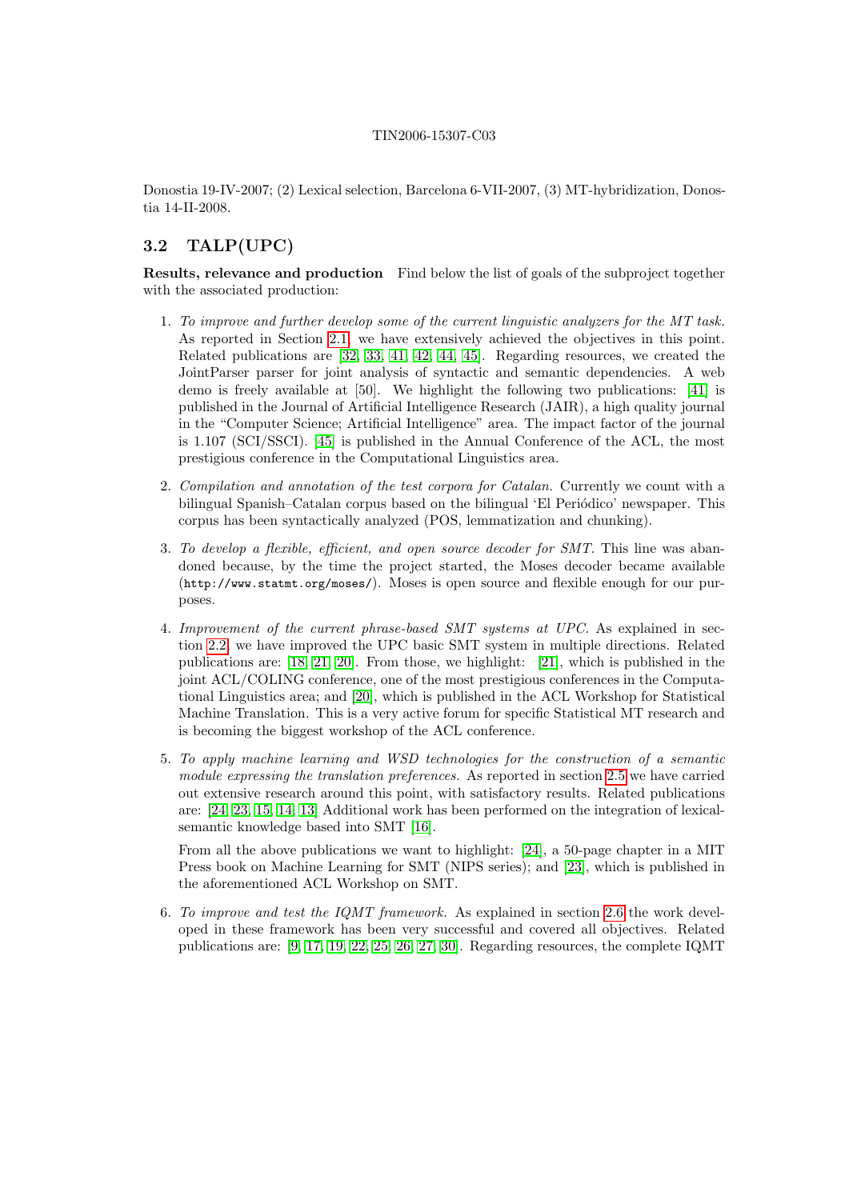Donostia 19-IV-2007; (2) Lexical selection, Barcelona 6-VII-2007, (3) MT-hybridization, Donostia 14-II-2008.

## 3.2 TALP(UPC)

**Results, relevance and production** Find below the list of goals of the subproject together with the associated production:

1. *To improve and further develop some of the current linguistic analyzers for the MT task.* As reported in Section 2.1, we have extensively achieved the objectives in this point. Related publications are [32, 33, 41, 42, 44, 45]. Regarding resources, we created the JointParser parser for joint analysis of syntactic and semantic dependencies. A web demo is freely available at [50]. We highlight the following two publications: [41] is published in the Journal of Artificial Intelligence Research (JAIR), a high quality journal in the "Computer Science; Artificial Intelligence" area. The impact factor of the journal is 1.107 (SCI/SSCI). [45] is published in the Annual Conference of the ACL, the most prestigious conference in the Computational Linguistics area.

2. *Compilation and annotation of the test corpora for Catalan.* Currently we count with a bilingual Spanish–Catalan corpus based on the bilingual 'El Periódico' newspaper. This corpus has been syntactically analyzed (POS, lemmatization and chunking).

3. *To develop a flexible, efficient, and open source decoder for SMT.* This line was abandoned because, by the time the project started, the Moses decoder became available (`http://www.statmt.org/moses/`). Moses is open source and flexible enough for our purposes.

4. *Improvement of the current phrase-based SMT systems at UPC.* As explained in section 2.2, we have improved the UPC basic SMT system in multiple directions. Related publications are: [18, 21, 20]. From those, we highlight: [21], which is published in the joint ACL/COLING conference, one of the most prestigious conferences in the Computational Linguistics area; and [20], which is published in the ACL Workshop for Statistical Machine Translation. This is a very active forum for specific Statistical MT research and is becoming the biggest workshop of the ACL conference.

5. *To apply machine learning and WSD technologies for the construction of a semantic module expressing the translation preferences.* As reported in section 2.5 we have carried out extensive research around this point, with satisfactory results. Related publications are: [24, 23, 15, 14, 13] Additional work has been performed on the integration of lexical-semantic knowledge based into SMT [16].

   From all the above publications we want to highlight: [24], a 50-page chapter in a MIT Press book on Machine Learning for SMT (NIPS series); and [23], which is published in the aforementioned ACL Workshop on SMT.

6. *To improve and test the IQMT framework.* As explained in section 2.6 the work developed in these framework has been very successful and covered all objectives. Related publications are: [9, 17, 19, 22, 25, 26, 27, 30]. Regarding resources, the complete IQMT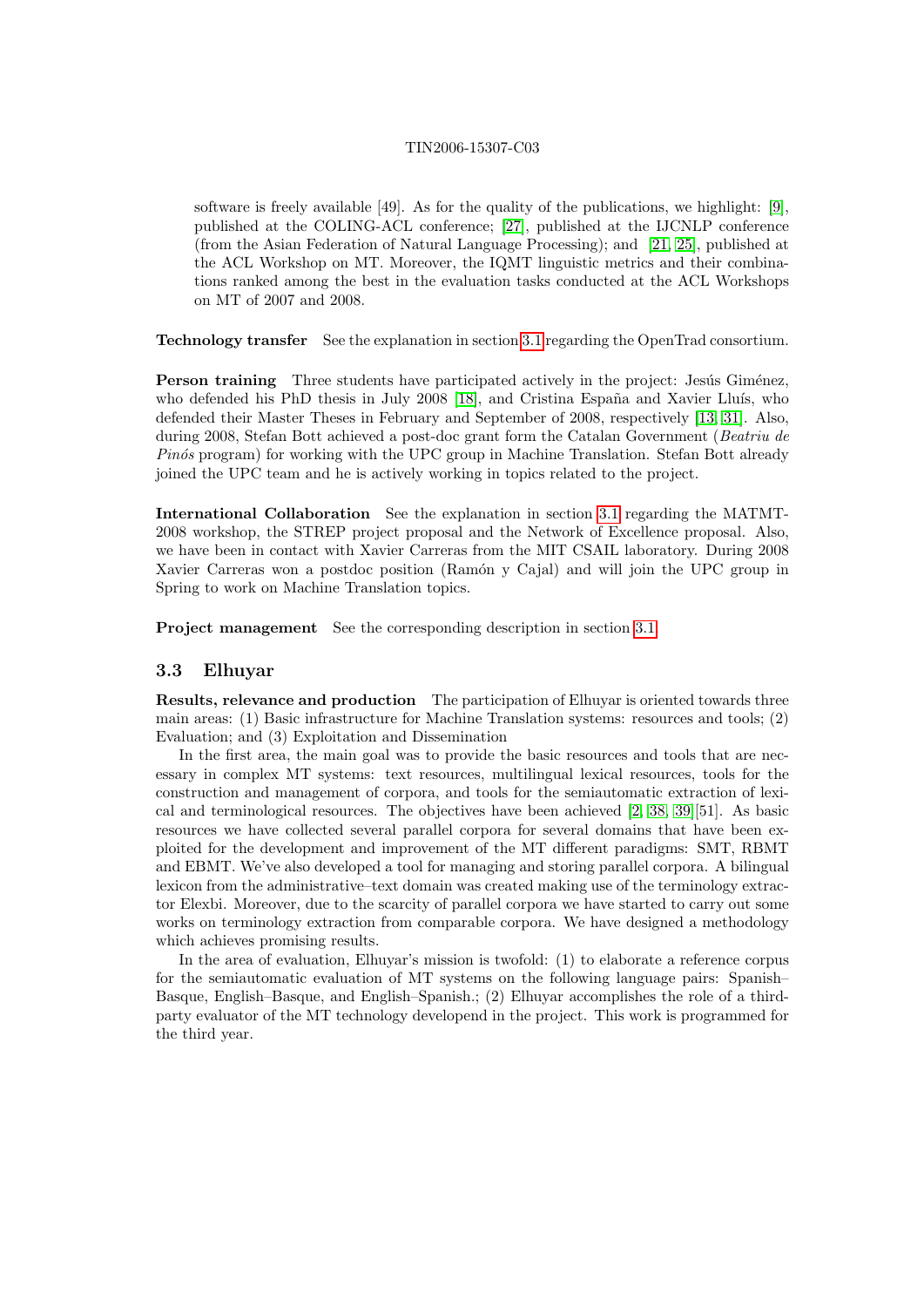software is freely available [49]. As for the quality of the publications, we highlight: [9], published at the COLING-ACL conference; [27], published at the IJCNLP conference (from the Asian Federation of Natural Language Processing); and [21, 25], published at the ACL Workshop on MT. Moreover, the IQMT linguistic metrics and their combinations ranked among the best in the evaluation tasks conducted at the ACL Workshops on MT of 2007 and 2008.

**Technology transfer** See the explanation in section 3.1 regarding the OpenTrad consortium.

**Person training** Three students have participated actively in the project: Jesús Giménez, who defended his PhD thesis in July 2008 [18], and Cristina España and Xavier Lluís, who defended their Master Theses in February and September of 2008, respectively [13, 31]. Also, during 2008, Stefan Bott achieved a post-doc grant form the Catalan Government (*Beatriu de Pinós* program) for working with the UPC group in Machine Translation. Stefan Bott already joined the UPC team and he is actively working in topics related to the project.

**International Collaboration** See the explanation in section 3.1 regarding the MATMT-2008 workshop, the STREP project proposal and the Network of Excellence proposal. Also, we have been in contact with Xavier Carreras from the MIT CSAIL laboratory. During 2008 Xavier Carreras won a postdoc position (Ramón y Cajal) and will join the UPC group in Spring to work on Machine Translation topics.

**Project management** See the corresponding description in section 3.1.

### 3.3 Elhuyar

**Results, relevance and production** The participation of Elhuyar is oriented towards three main areas: (1) Basic infrastructure for Machine Translation systems: resources and tools; (2) Evaluation; and (3) Exploitation and Dissemination

In the first area, the main goal was to provide the basic resources and tools that are necessary in complex MT systems: text resources, multilingual lexical resources, tools for the construction and management of corpora, and tools for the semiautomatic extraction of lexical and terminological resources. The objectives have been achieved [2, 38, 39][51]. As basic resources we have collected several parallel corpora for several domains that have been exploited for the development and improvement of the MT different paradigms: SMT, RBMT and EBMT. We've also developed a tool for managing and storing parallel corpora. A bilingual lexicon from the administrative–text domain was created making use of the terminology extractor Elexbi. Moreover, due to the scarcity of parallel corpora we have started to carry out some works on terminology extraction from comparable corpora. We have designed a methodology which achieves promising results.

In the area of evaluation, Elhuyar's mission is twofold: (1) to elaborate a reference corpus for the semiautomatic evaluation of MT systems on the following language pairs: Spanish–Basque, English–Basque, and English–Spanish.; (2) Elhuyar accomplishes the role of a third-party evaluator of the MT technology developend in the project. This work is programmed for the third year.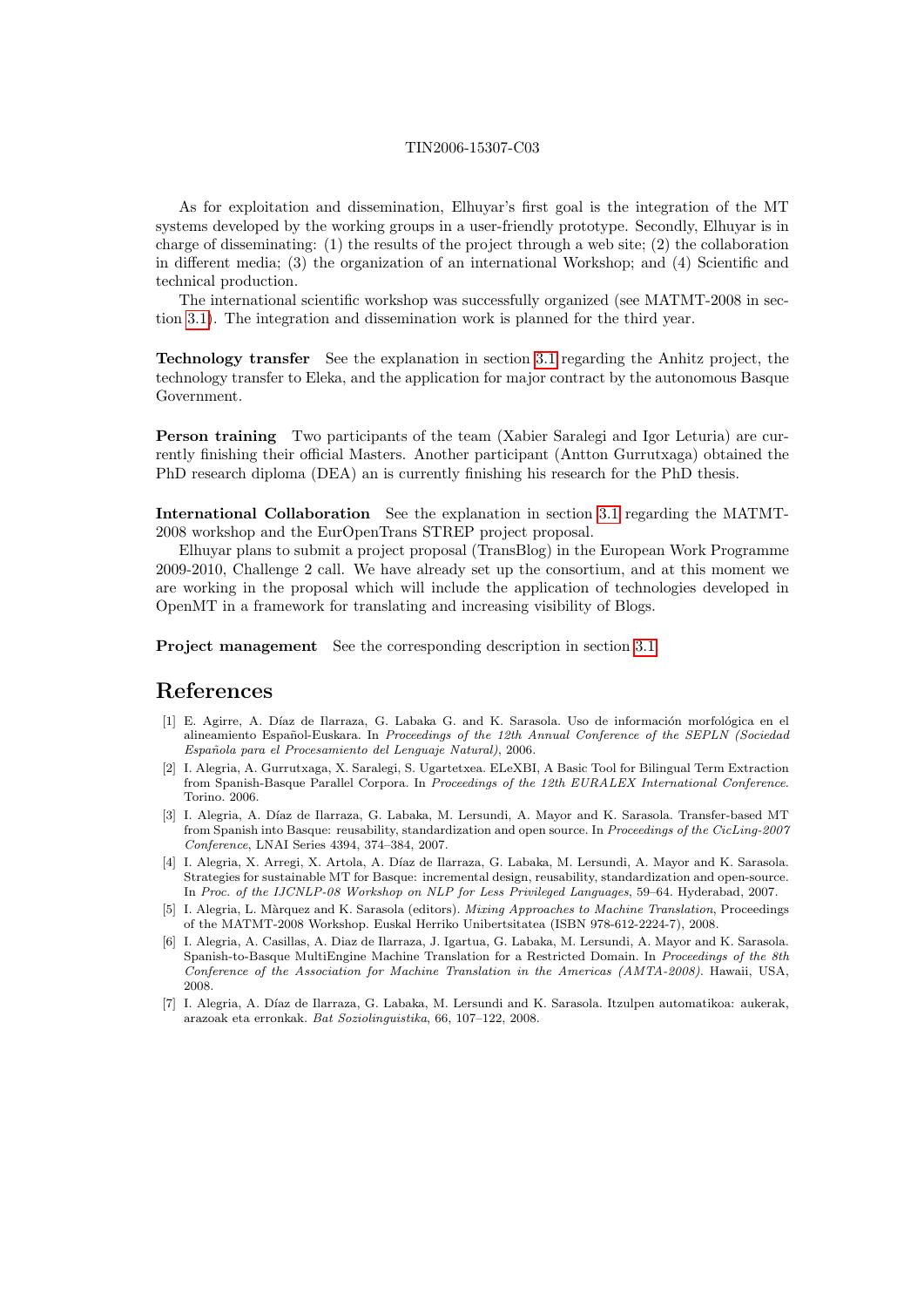As for exploitation and dissemination, Elhuyar's first goal is the integration of the MT systems developed by the working groups in a user-friendly prototype. Secondly, Elhuyar is in charge of disseminating: (1) the results of the project through a web site; (2) the collaboration in different media; (3) the organization of an international Workshop; and (4) Scientific and technical production.

The international scientific workshop was successfully organized (see MATMT-2008 in section 3.1). The integration and dissemination work is planned for the third year.

**Technology transfer** See the explanation in section 3.1 regarding the Anhitz project, the technology transfer to Eleka, and the application for major contract by the autonomous Basque Government.

**Person training** Two participants of the team (Xabier Saralegi and Igor Leturia) are currently finishing their official Masters. Another participant (Antton Gurrutxaga) obtained the PhD research diploma (DEA) an is currently finishing his research for the PhD thesis.

**International Collaboration** See the explanation in section 3.1 regarding the MATMT-2008 workshop and the EurOpenTrans STREP project proposal.

Elhuyar plans to submit a project proposal (TransBlog) in the European Work Programme 2009-2010, Challenge 2 call. We have already set up the consortium, and at this moment we are working in the proposal which will include the application of technologies developed in OpenMT in a framework for translating and increasing visibility of Blogs.

**Project management** See the corresponding description in section 3.1.

# References

[1] E. Agirre, A. Díaz de Ilarraza, G. Labaka G. and K. Sarasola. Uso de información morfológica en el alineamiento Español-Euskara. In *Proceedings of the 12th Annual Conference of the SEPLN (Sociedad Española para el Procesamiento del Lenguaje Natural)*, 2006.

[2] I. Alegria, A. Gurrutxaga, X. Saralegi, S. Ugartetxea. ELeXBI, A Basic Tool for Bilingual Term Extraction from Spanish-Basque Parallel Corpora. In *Proceedings of the 12th EURALEX International Conference*. Torino. 2006.

[3] I. Alegria, A. Díaz de Ilarraza, G. Labaka, M. Lersundi, A. Mayor and K. Sarasola. Transfer-based MT from Spanish into Basque: reusability, standardization and open source. In *Proceedings of the CicLing-2007 Conference*, LNAI Series 4394, 374–384, 2007.

[4] I. Alegria, X. Arregi, X. Artola, A. Díaz de Ilarraza, G. Labaka, M. Lersundi, A. Mayor and K. Sarasola. Strategies for sustainable MT for Basque: incremental design, reusability, standardization and open-source. In *Proc. of the IJCNLP-08 Workshop on NLP for Less Privileged Languages*, 59–64. Hyderabad, 2007.

[5] I. Alegria, L. Màrquez and K. Sarasola (editors). *Mixing Approaches to Machine Translation*, Proceedings of the MATMT-2008 Workshop. Euskal Herriko Unibertsitatea (ISBN 978-612-2224-7), 2008.

[6] I. Alegria, A. Casillas, A. Diaz de Ilarraza, J. Igartua, G. Labaka, M. Lersundi, A. Mayor and K. Sarasola. Spanish-to-Basque MultiEngine Machine Translation for a Restricted Domain. In *Proceedings of the 8th Conference of the Association for Machine Translation in the Americas (AMTA-2008)*. Hawaii, USA, 2008.

[7] I. Alegria, A. Díaz de Ilarraza, G. Labaka, M. Lersundi and K. Sarasola. Itzulpen automatikoa: aukerak, arazoak eta erronkak. *Bat Soziolinguistika*, 66, 107–122, 2008.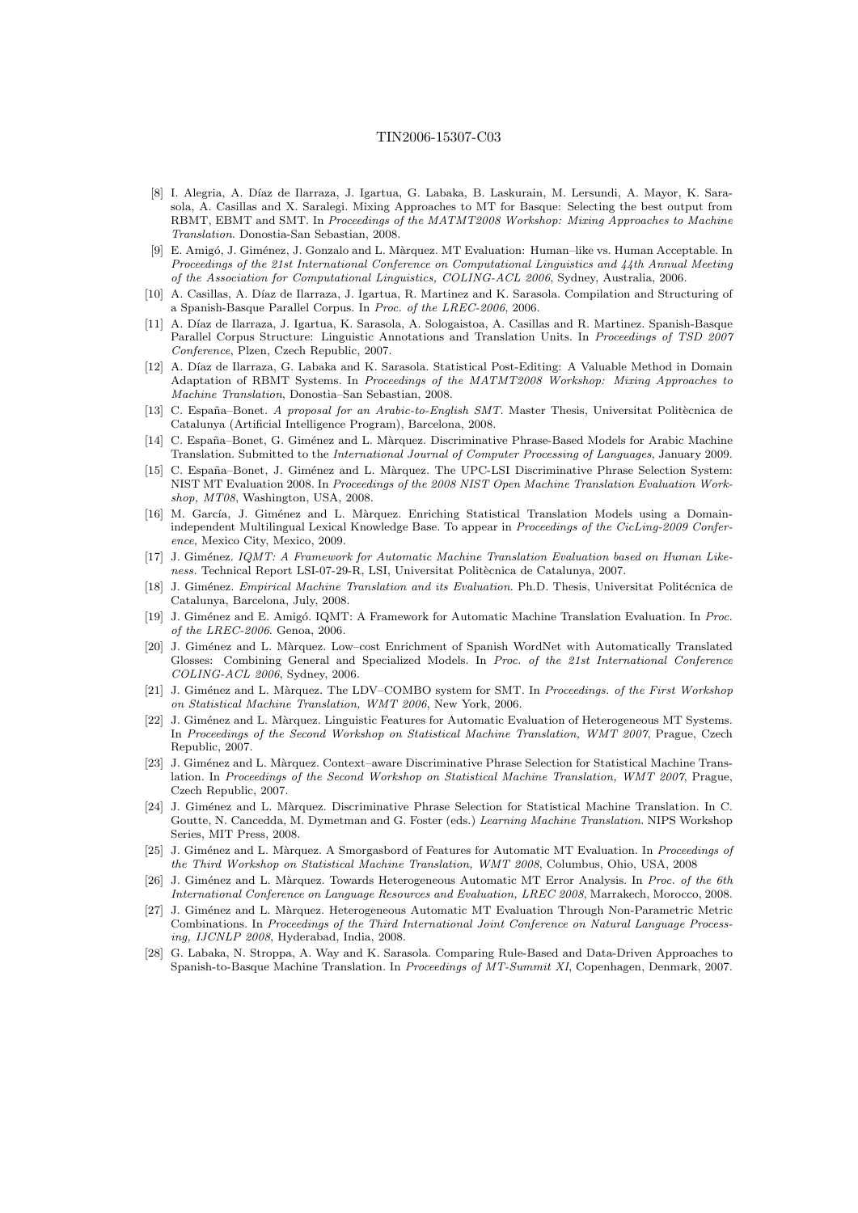[8] I. Alegria, A. Díaz de Ilarraza, J. Igartua, G. Labaka, B. Laskurain, M. Lersundi, A. Mayor, K. Sarasola, A. Casillas and X. Saralegi. Mixing Approaches to MT for Basque: Selecting the best output from RBMT, EBMT and SMT. In *Proceedings of the MATMT2008 Workshop: Mixing Approaches to Machine Translation*. Donostia-San Sebastian, 2008.

[9] E. Amigó, J. Giménez, J. Gonzalo and L. Màrquez. MT Evaluation: Human–like vs. Human Acceptable. In *Proceedings of the 21st International Conference on Computational Linguistics and 44th Annual Meeting of the Association for Computational Linguistics, COLING-ACL 2006*, Sydney, Australia, 2006.

[10] A. Casillas, A. Díaz de Ilarraza, J. Igartua, R. Martinez and K. Sarasola. Compilation and Structuring of a Spanish-Basque Parallel Corpus. In *Proc. of the LREC-2006*, 2006.

[11] A. Díaz de Ilarraza, J. Igartua, K. Sarasola, A. Sologaistoa, A. Casillas and R. Martinez. Spanish-Basque Parallel Corpus Structure: Linguistic Annotations and Translation Units. In *Proceedings of TSD 2007 Conference*, Plzen, Czech Republic, 2007.

[12] A. Díaz de Ilarraza, G. Labaka and K. Sarasola. Statistical Post-Editing: A Valuable Method in Domain Adaptation of RBMT Systems. In *Proceedings of the MATMT2008 Workshop: Mixing Approaches to Machine Translation*, Donostia–San Sebastian, 2008.

[13] C. España–Bonet. *A proposal for an Arabic-to-English SMT*. Master Thesis, Universitat Politècnica de Catalunya (Artificial Intelligence Program), Barcelona, 2008.

[14] C. España–Bonet, G. Giménez and L. Màrquez. Discriminative Phrase-Based Models for Arabic Machine Translation. Submitted to the *International Journal of Computer Processing of Languages*, January 2009.

[15] C. España–Bonet, J. Giménez and L. Màrquez. The UPC-LSI Discriminative Phrase Selection System: NIST MT Evaluation 2008. In *Proceedings of the 2008 NIST Open Machine Translation Evaluation Workshop, MT08*, Washington, USA, 2008.

[16] M. García, J. Giménez and L. Màrquez. Enriching Statistical Translation Models using a Domain-independent Multilingual Lexical Knowledge Base. To appear in *Proceedings of the CicLing-2009 Conference*, Mexico City, Mexico, 2009.

[17] J. Giménez. *IQMT: A Framework for Automatic Machine Translation Evaluation based on Human Likeness*. Technical Report LSI-07-29-R, LSI, Universitat Politècnica de Catalunya, 2007.

[18] J. Giménez. *Empirical Machine Translation and its Evaluation*. Ph.D. Thesis, Universitat Politécnica de Catalunya, Barcelona, July, 2008.

[19] J. Giménez and E. Amigó. IQMT: A Framework for Automatic Machine Translation Evaluation. In *Proc. of the LREC-2006*. Genoa, 2006.

[20] J. Giménez and L. Màrquez. Low–cost Enrichment of Spanish WordNet with Automatically Translated Glosses: Combining General and Specialized Models. In *Proc. of the 21st International Conference COLING-ACL 2006*, Sydney, 2006.

[21] J. Giménez and L. Màrquez. The LDV–COMBO system for SMT. In *Proceedings. of the First Workshop on Statistical Machine Translation, WMT 2006*, New York, 2006.

[22] J. Giménez and L. Màrquez. Linguistic Features for Automatic Evaluation of Heterogeneous MT Systems. In *Proceedings of the Second Workshop on Statistical Machine Translation, WMT 2007*, Prague, Czech Republic, 2007.

[23] J. Giménez and L. Màrquez. Context–aware Discriminative Phrase Selection for Statistical Machine Translation. In *Proceedings of the Second Workshop on Statistical Machine Translation, WMT 2007*, Prague, Czech Republic, 2007.

[24] J. Giménez and L. Màrquez. Discriminative Phrase Selection for Statistical Machine Translation. In C. Goutte, N. Cancedda, M. Dymetman and G. Foster (eds.) *Learning Machine Translation*. NIPS Workshop Series, MIT Press, 2008.

[25] J. Giménez and L. Màrquez. A Smorgasbord of Features for Automatic MT Evaluation. In *Proceedings of the Third Workshop on Statistical Machine Translation, WMT 2008*, Columbus, Ohio, USA, 2008

[26] J. Giménez and L. Màrquez. Towards Heterogeneous Automatic MT Error Analysis. In *Proc. of the 6th International Conference on Language Resources and Evaluation, LREC 2008*, Marrakech, Morocco, 2008.

[27] J. Giménez and L. Màrquez. Heterogeneous Automatic MT Evaluation Through Non-Parametric Metric Combinations. In *Proceedings of the Third International Joint Conference on Natural Language Processing, IJCNLP 2008*, Hyderabad, India, 2008.

[28] G. Labaka, N. Stroppa, A. Way and K. Sarasola. Comparing Rule-Based and Data-Driven Approaches to Spanish-to-Basque Machine Translation. In *Proceedings of MT-Summit XI*, Copenhagen, Denmark, 2007.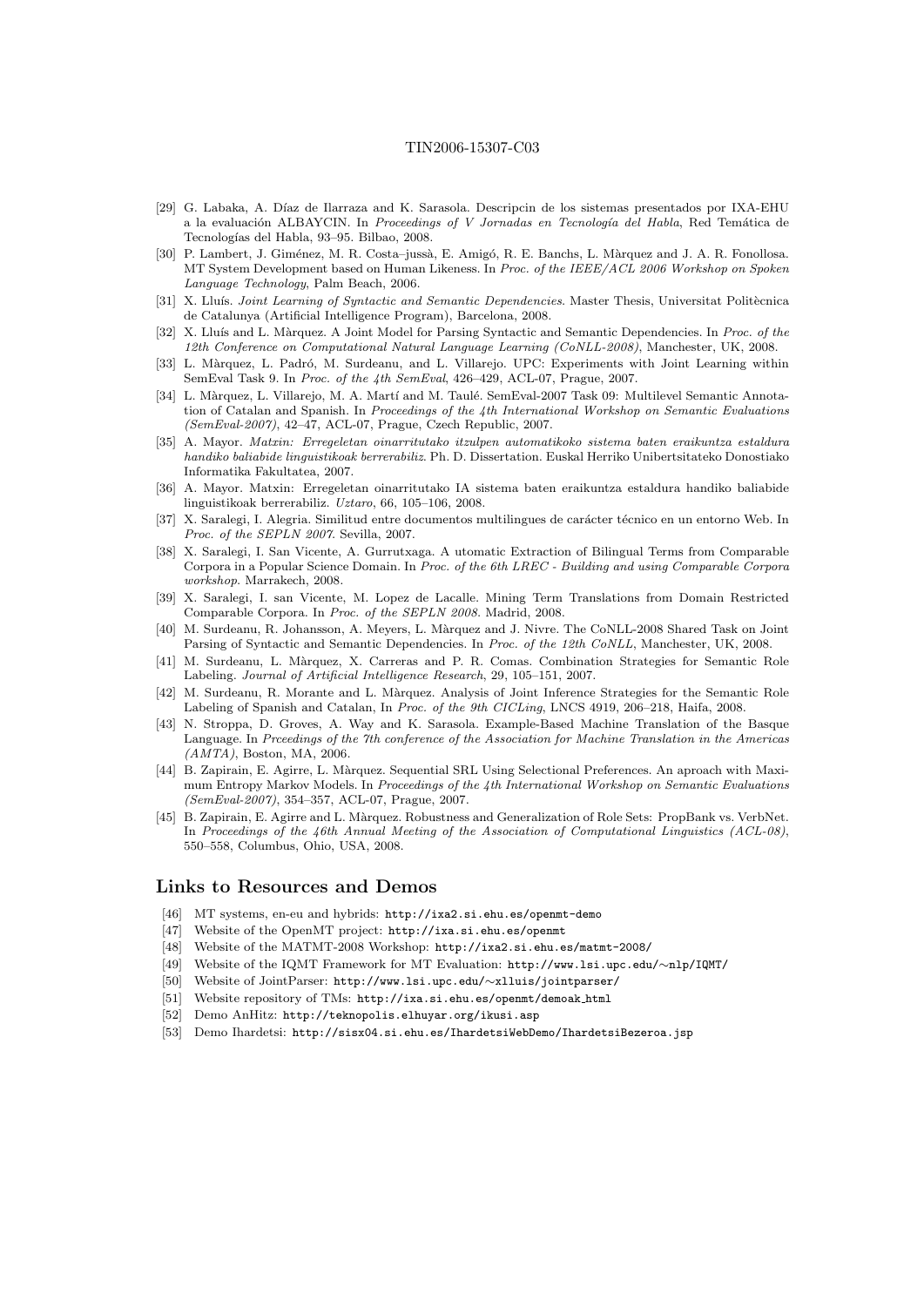[29] G. Labaka, A. Díaz de Ilarraza and K. Sarasola. Descripcin de los sistemas presentados por IXA-EHU a la evaluación ALBAYCIN. In *Proceedings of V Jornadas en Tecnología del Habla*, Red Temática de Tecnologías del Habla, 93–95. Bilbao, 2008.

[30] P. Lambert, J. Giménez, M. R. Costa–jussà, E. Amigó, R. E. Banchs, L. Màrquez and J. A. R. Fonollosa. MT System Development based on Human Likeness. In *Proc. of the IEEE/ACL 2006 Workshop on Spoken Language Technology*, Palm Beach, 2006.

[31] X. Lluís. *Joint Learning of Syntactic and Semantic Dependencies.* Master Thesis, Universitat Politècnica de Catalunya (Artificial Intelligence Program), Barcelona, 2008.

[32] X. Lluís and L. Màrquez. A Joint Model for Parsing Syntactic and Semantic Dependencies. In *Proc. of the 12th Conference on Computational Natural Language Learning (CoNLL-2008)*, Manchester, UK, 2008.

[33] L. Màrquez, L. Padró, M. Surdeanu, and L. Villarejo. UPC: Experiments with Joint Learning within SemEval Task 9. In *Proc. of the 4th SemEval*, 426–429, ACL-07, Prague, 2007.

[34] L. Màrquez, L. Villarejo, M. A. Martí and M. Taulé. SemEval-2007 Task 09: Multilevel Semantic Annotation of Catalan and Spanish. In *Proceedings of the 4th International Workshop on Semantic Evaluations (SemEval-2007)*, 42–47, ACL-07, Prague, Czech Republic, 2007.

[35] A. Mayor. *Matxin: Erregeletan oinarritutako itzulpen automatikoko sistema baten eraikuntza estaldura handiko baliabide linguistikoak berrerabiliz.* Ph. D. Dissertation. Euskal Herriko Unibertsitateko Donostiako Informatika Fakultatea, 2007.

[36] A. Mayor. Matxin: Erregeletan oinarritutako IA sistema baten eraikuntza estaldura handiko baliabide linguistikoak berrerabiliz. *Uztaro*, 66, 105–106, 2008.

[37] X. Saralegi, I. Alegria. Similitud entre documentos multilingues de carácter técnico en un entorno Web. In *Proc. of the SEPLN 2007.* Sevilla, 2007.

[38] X. Saralegi, I. San Vicente, A. Gurrutxaga. A utomatic Extraction of Bilingual Terms from Comparable Corpora in a Popular Science Domain. In *Proc. of the 6th LREC - Building and using Comparable Corpora workshop.* Marrakech, 2008.

[39] X. Saralegi, I. san Vicente, M. Lopez de Lacalle. Mining Term Translations from Domain Restricted Comparable Corpora. In *Proc. of the SEPLN 2008.* Madrid, 2008.

[40] M. Surdeanu, R. Johansson, A. Meyers, L. Màrquez and J. Nivre. The CoNLL-2008 Shared Task on Joint Parsing of Syntactic and Semantic Dependencies. In *Proc. of the 12th CoNLL*, Manchester, UK, 2008.

[41] M. Surdeanu, L. Màrquez, X. Carreras and P. R. Comas. Combination Strategies for Semantic Role Labeling. *Journal of Artificial Intelligence Research*, 29, 105–151, 2007.

[42] M. Surdeanu, R. Morante and L. Màrquez. Analysis of Joint Inference Strategies for the Semantic Role Labeling of Spanish and Catalan, In *Proc. of the 9th CICLing*, LNCS 4919, 206–218, Haifa, 2008.

[43] N. Stroppa, D. Groves, A. Way and K. Sarasola. Example-Based Machine Translation of the Basque Language. In *Prceedings of the 7th conference of the Association for Machine Translation in the Americas (AMTA)*, Boston, MA, 2006.

[44] B. Zapirain, E. Agirre, L. Màrquez. Sequential SRL Using Selectional Preferences. An aproach with Maximum Entropy Markov Models. In *Proceedings of the 4th International Workshop on Semantic Evaluations (SemEval-2007)*, 354–357, ACL-07, Prague, 2007.

[45] B. Zapirain, E. Agirre and L. Màrquez. Robustness and Generalization of Role Sets: PropBank vs. VerbNet. In *Proceedings of the 46th Annual Meeting of the Association of Computational Linguistics (ACL-08)*, 550–558, Columbus, Ohio, USA, 2008.

## Links to Resources and Demos

[46] MT systems, en-eu and hybrids: `http://ixa2.si.ehu.es/openmt-demo`

[47] Website of the OpenMT project: `http://ixa.si.ehu.es/openmt`

[48] Website of the MATMT-2008 Workshop: `http://ixa2.si.ehu.es/matmt-2008/`

[49] Website of the IQMT Framework for MT Evaluation: `http://www.lsi.upc.edu/~nlp/IQMT/`

[50] Website of JointParser: `http://www.lsi.upc.edu/~xlluis/jointparser/`

[51] Website repository of TMs: `http://ixa.si.ehu.es/openmt/demoak_html`

[52] Demo AnHitz: `http://teknopolis.elhuyar.org/ikusi.asp`

[53] Demo Ihardetsi: `http://sisx04.si.ehu.es/IhardetsiWebDemo/IhardetsiBezeroa.jsp`